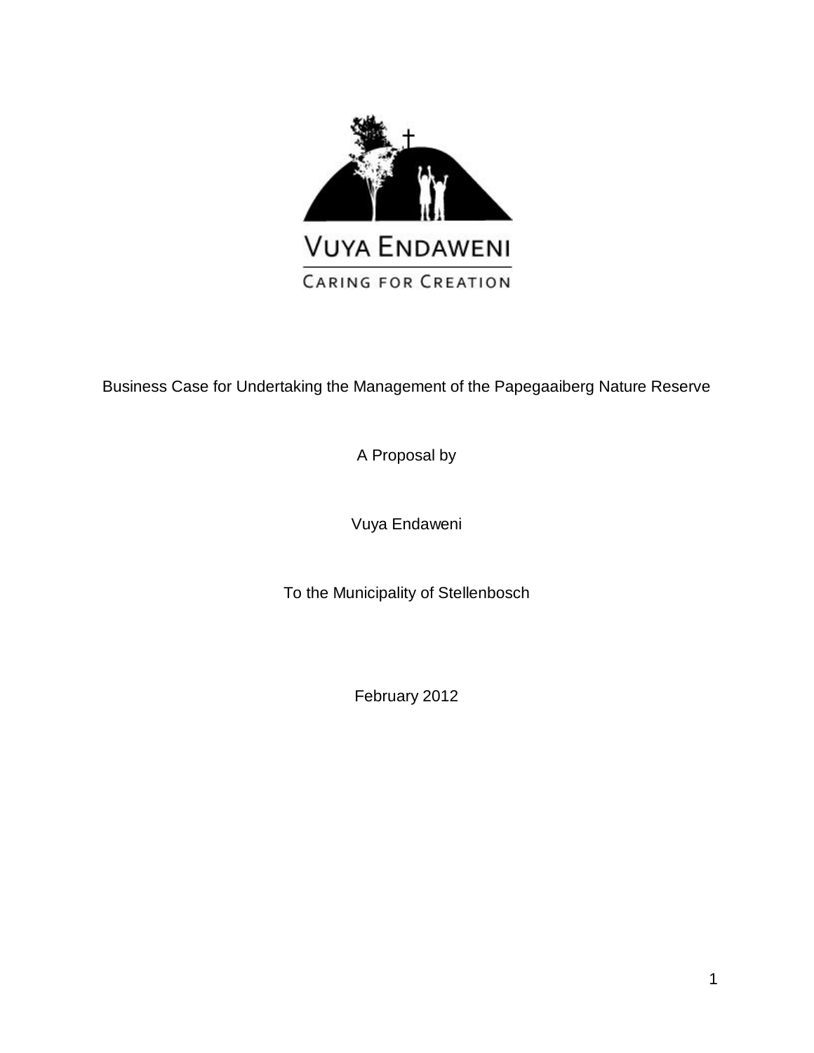VUYA ENDAWENI

CARING FOR CREATION

Business Case for Undertaking the Management of the Papegaaiberg Nature Reserve

A Proposal by

Vuya Endaweni

To the Municipality of Stellenbosch

February 2012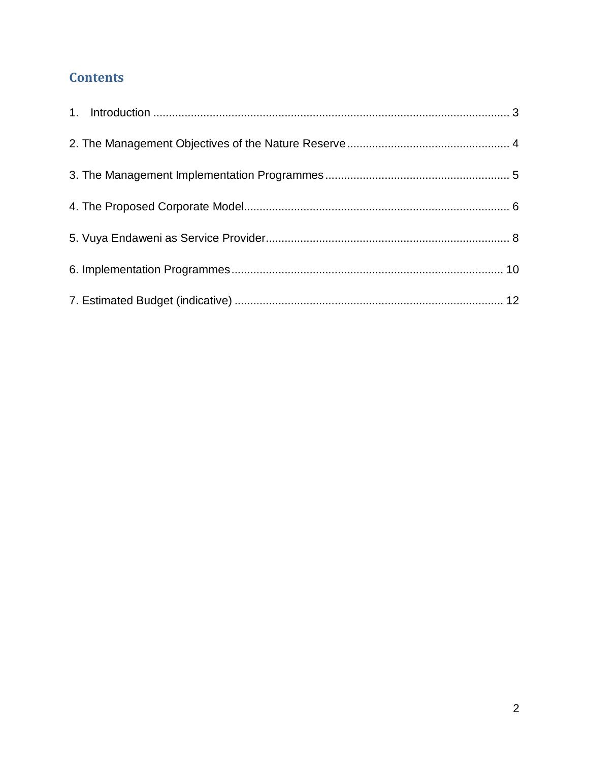## Contents

1. Introduction ........................................................................................................ 3

2. The Management Objectives of the Nature Reserve ................................................... 4

3. The Management Implementation Programmes .......................................................... 5

4. The Proposed Corporate Model.................................................................................. 6

5. Vuya Endaweni as Service Provider............................................................................ 8

6. Implementation Programmes..................................................................................... 10

7. Estimated Budget (indicative) .................................................................................... 12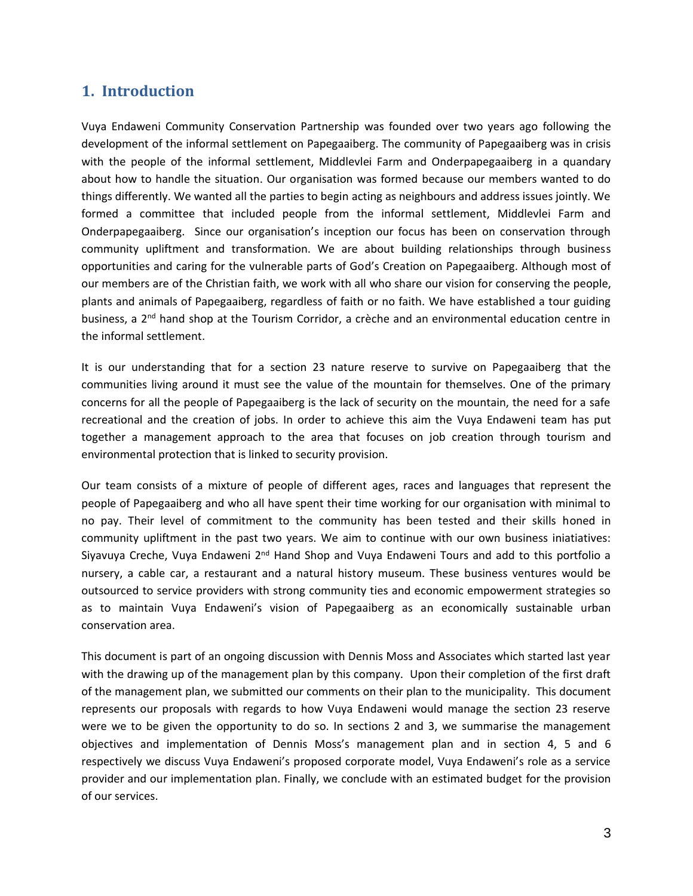## 1. Introduction

Vuya Endaweni Community Conservation Partnership was founded over two years ago following the development of the informal settlement on Papegaaiberg. The community of Papegaaiberg was in crisis with the people of the informal settlement, Middlevlei Farm and Onderpapegaaiberg in a quandary about how to handle the situation. Our organisation was formed because our members wanted to do things differently. We wanted all the parties to begin acting as neighbours and address issues jointly. We formed a committee that included people from the informal settlement, Middlevlei Farm and Onderpapegaaiberg. Since our organisation's inception our focus has been on conservation through community upliftment and transformation. We are about building relationships through business opportunities and caring for the vulnerable parts of God's Creation on Papegaaiberg. Although most of our members are of the Christian faith, we work with all who share our vision for conserving the people, plants and animals of Papegaaiberg, regardless of faith or no faith. We have established a tour guiding business, a 2nd hand shop at the Tourism Corridor, a crèche and an environmental education centre in the informal settlement.

It is our understanding that for a section 23 nature reserve to survive on Papegaaiberg that the communities living around it must see the value of the mountain for themselves. One of the primary concerns for all the people of Papegaaiberg is the lack of security on the mountain, the need for a safe recreational and the creation of jobs. In order to achieve this aim the Vuya Endaweni team has put together a management approach to the area that focuses on job creation through tourism and environmental protection that is linked to security provision.

Our team consists of a mixture of people of different ages, races and languages that represent the people of Papegaaiberg and who all have spent their time working for our organisation with minimal to no pay. Their level of commitment to the community has been tested and their skills honed in community upliftment in the past two years. We aim to continue with our own business iniatiatives: Siyavuya Creche, Vuya Endaweni 2nd Hand Shop and Vuya Endaweni Tours and add to this portfolio a nursery, a cable car, a restaurant and a natural history museum. These business ventures would be outsourced to service providers with strong community ties and economic empowerment strategies so as to maintain Vuya Endaweni's vision of Papegaaiberg as an economically sustainable urban conservation area.

This document is part of an ongoing discussion with Dennis Moss and Associates which started last year with the drawing up of the management plan by this company. Upon their completion of the first draft of the management plan, we submitted our comments on their plan to the municipality. This document represents our proposals with regards to how Vuya Endaweni would manage the section 23 reserve were we to be given the opportunity to do so. In sections 2 and 3, we summarise the management objectives and implementation of Dennis Moss's management plan and in section 4, 5 and 6 respectively we discuss Vuya Endaweni's proposed corporate model, Vuya Endaweni's role as a service provider and our implementation plan. Finally, we conclude with an estimated budget for the provision of our services.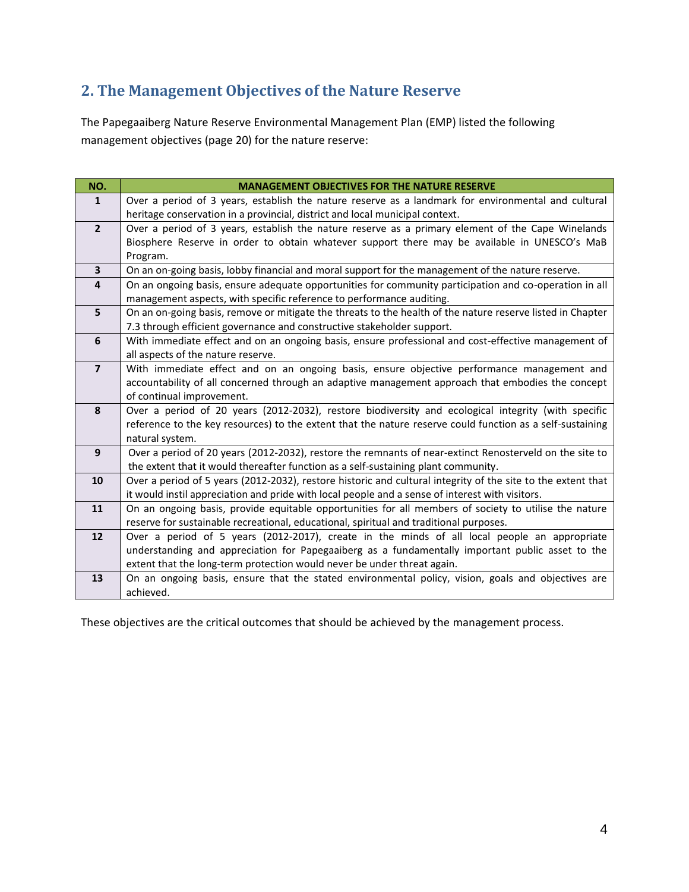## 2. The Management Objectives of the Nature Reserve

The Papegaaiberg Nature Reserve Environmental Management Plan (EMP) listed the following management objectives (page 20) for the nature reserve:

| NO. | MANAGEMENT OBJECTIVES FOR THE NATURE RESERVE |
|---|---|
| 1 | Over a period of 3 years, establish the nature reserve as a landmark for environmental and cultural heritage conservation in a provincial, district and local municipal context. |
| 2 | Over a period of 3 years, establish the nature reserve as a primary element of the Cape Winelands Biosphere Reserve in order to obtain whatever support there may be available in UNESCO's MaB Program. |
| 3 | On an on-going basis, lobby financial and moral support for the management of the nature reserve. |
| 4 | On an ongoing basis, ensure adequate opportunities for community participation and co-operation in all management aspects, with specific reference to performance auditing. |
| 5 | On an on-going basis, remove or mitigate the threats to the health of the nature reserve listed in Chapter 7.3 through efficient governance and constructive stakeholder support. |
| 6 | With immediate effect and on an ongoing basis, ensure professional and cost-effective management of all aspects of the nature reserve. |
| 7 | With immediate effect and on an ongoing basis, ensure objective performance management and accountability of all concerned through an adaptive management approach that embodies the concept of continual improvement. |
| 8 | Over a period of 20 years (2012-2032), restore biodiversity and ecological integrity (with specific reference to the key resources) to the extent that the nature reserve could function as a self-sustaining natural system. |
| 9 | Over a period of 20 years (2012-2032), restore the remnants of near-extinct Renosterveld on the site to the extent that it would thereafter function as a self-sustaining plant community. |
| 10 | Over a period of 5 years (2012-2032), restore historic and cultural integrity of the site to the extent that it would instil appreciation and pride with local people and a sense of interest with visitors. |
| 11 | On an ongoing basis, provide equitable opportunities for all members of society to utilise the nature reserve for sustainable recreational, educational, spiritual and traditional purposes. |
| 12 | Over a period of 5 years (2012-2017), create in the minds of all local people an appropriate understanding and appreciation for Papegaaiberg as a fundamentally important public asset to the extent that the long-term protection would never be under threat again. |
| 13 | On an ongoing basis, ensure that the stated environmental policy, vision, goals and objectives are achieved. |

These objectives are the critical outcomes that should be achieved by the management process.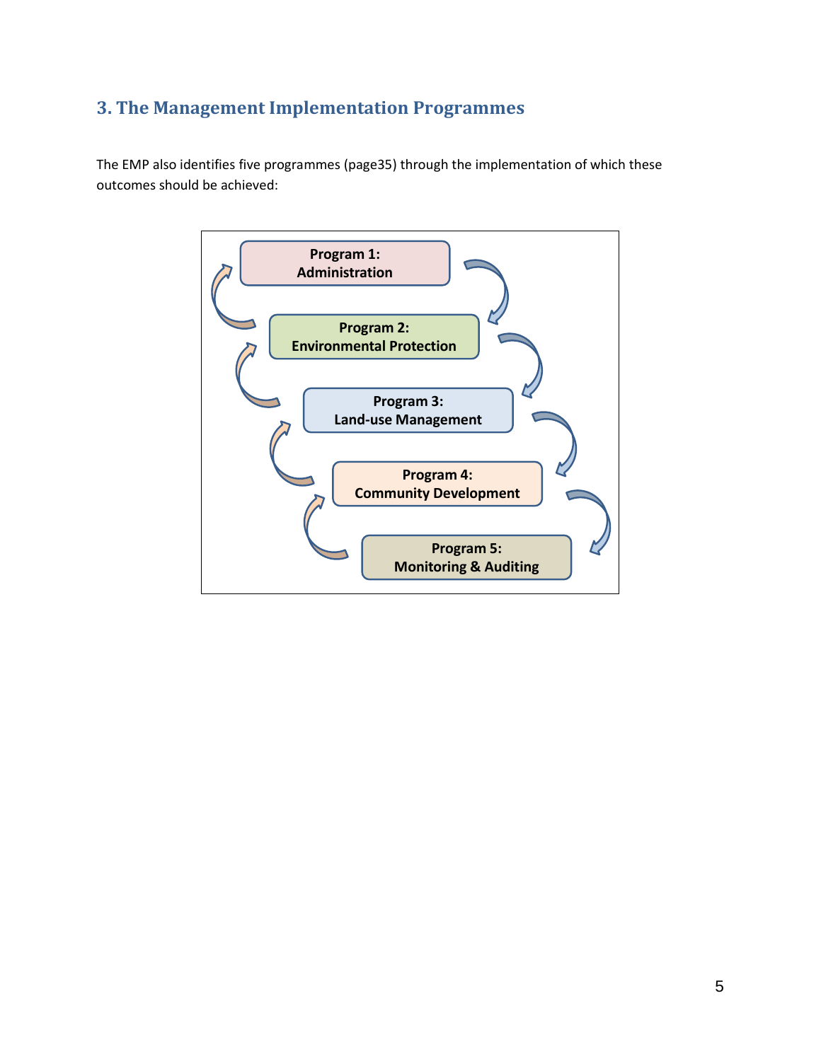## 3. The Management Implementation Programmes

The EMP also identifies five programmes (page35) through the implementation of which these outcomes should be achieved:

**Program 1:**
**Administration**

**Program 2:**
**Environmental Protection**

**Program 3:**
**Land-use Management**

**Program 4:**
**Community Development**

**Program 5:**
**Monitoring & Auditing**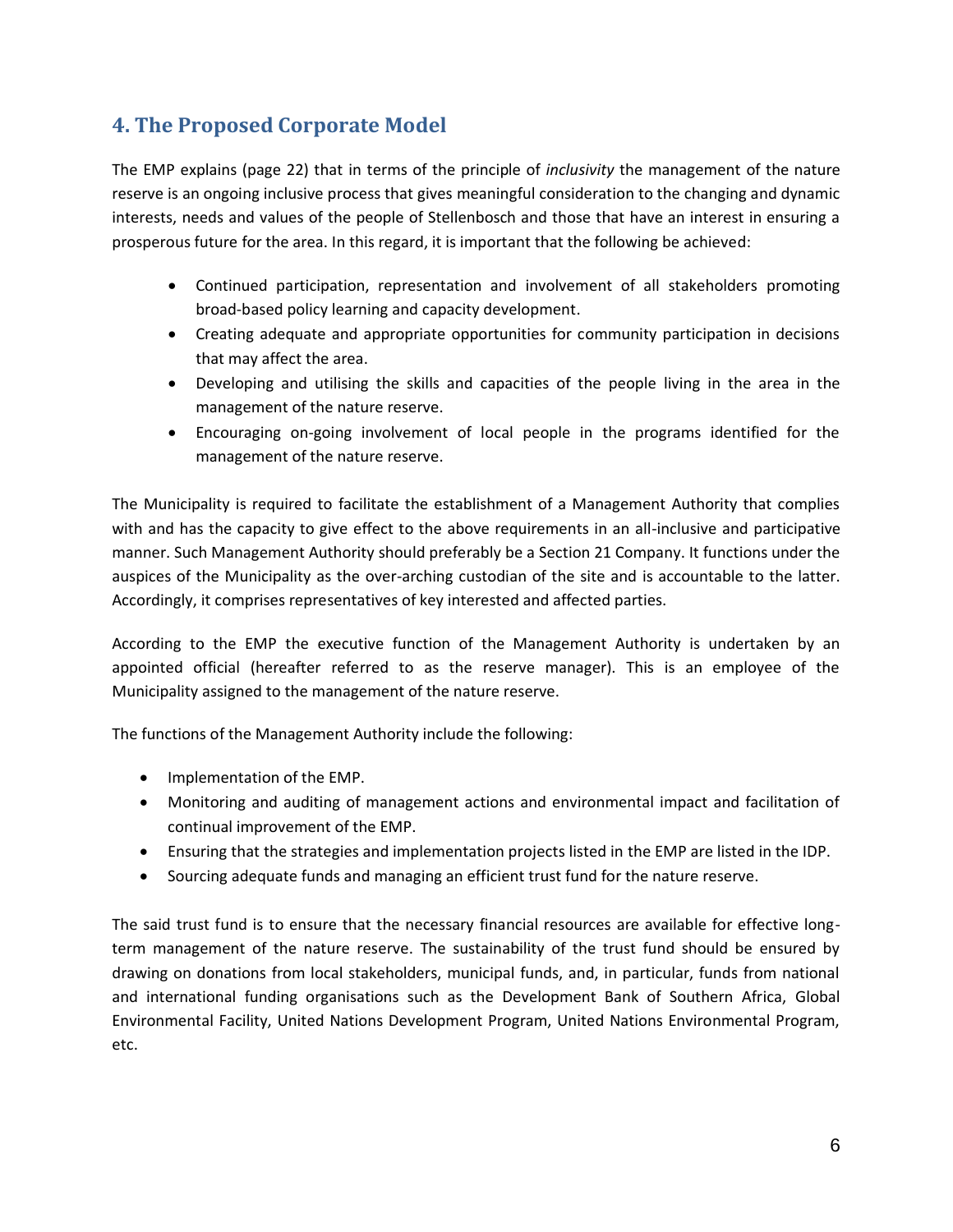## 4. The Proposed Corporate Model

The EMP explains (page 22) that in terms of the principle of *inclusivity* the management of the nature reserve is an ongoing inclusive process that gives meaningful consideration to the changing and dynamic interests, needs and values of the people of Stellenbosch and those that have an interest in ensuring a prosperous future for the area. In this regard, it is important that the following be achieved:

- Continued participation, representation and involvement of all stakeholders promoting broad-based policy learning and capacity development.
- Creating adequate and appropriate opportunities for community participation in decisions that may affect the area.
- Developing and utilising the skills and capacities of the people living in the area in the management of the nature reserve.
- Encouraging on-going involvement of local people in the programs identified for the management of the nature reserve.

The Municipality is required to facilitate the establishment of a Management Authority that complies with and has the capacity to give effect to the above requirements in an all-inclusive and participative manner. Such Management Authority should preferably be a Section 21 Company. It functions under the auspices of the Municipality as the over-arching custodian of the site and is accountable to the latter. Accordingly, it comprises representatives of key interested and affected parties.

According to the EMP the executive function of the Management Authority is undertaken by an appointed official (hereafter referred to as the reserve manager). This is an employee of the Municipality assigned to the management of the nature reserve.

The functions of the Management Authority include the following:

- Implementation of the EMP.
- Monitoring and auditing of management actions and environmental impact and facilitation of continual improvement of the EMP.
- Ensuring that the strategies and implementation projects listed in the EMP are listed in the IDP.
- Sourcing adequate funds and managing an efficient trust fund for the nature reserve.

The said trust fund is to ensure that the necessary financial resources are available for effective long-term management of the nature reserve. The sustainability of the trust fund should be ensured by drawing on donations from local stakeholders, municipal funds, and, in particular, funds from national and international funding organisations such as the Development Bank of Southern Africa, Global Environmental Facility, United Nations Development Program, United Nations Environmental Program, etc.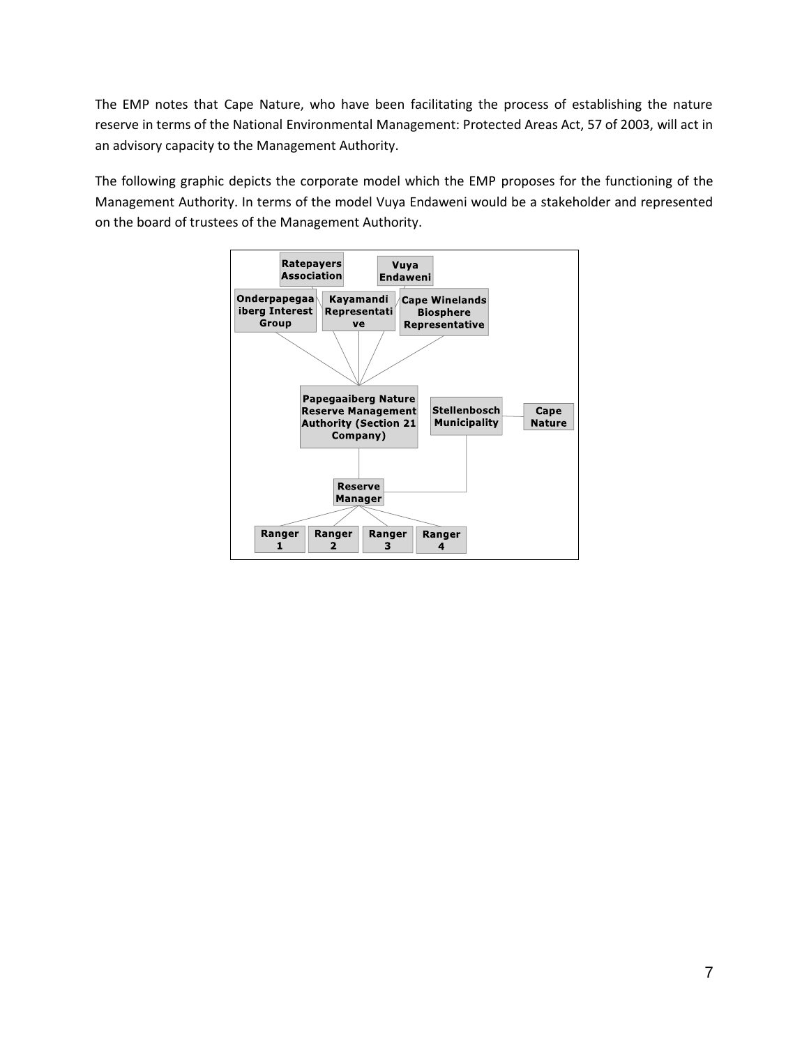The EMP notes that Cape Nature, who have been facilitating the process of establishing the nature reserve in terms of the National Environmental Management: Protected Areas Act, 57 of 2003, will act in an advisory capacity to the Management Authority.

The following graphic depicts the corporate model which the EMP proposes for the functioning of the Management Authority. In terms of the model Vuya Endaweni would be a stakeholder and represented on the board of trustees of the Management Authority.

- Ratepayers Association
- Vuya Endaweni
- Onderpapegaaiberg Interest Group
- Kayamandi Representative
- Cape Winelands Biosphere Representative
- Papegaaiberg Nature Reserve Management Authority (Section 21 Company)
- Stellenbosch Municipality
- Cape Nature
- Reserve Manager
- Ranger 1
- Ranger 2
- Ranger 3
- Ranger 4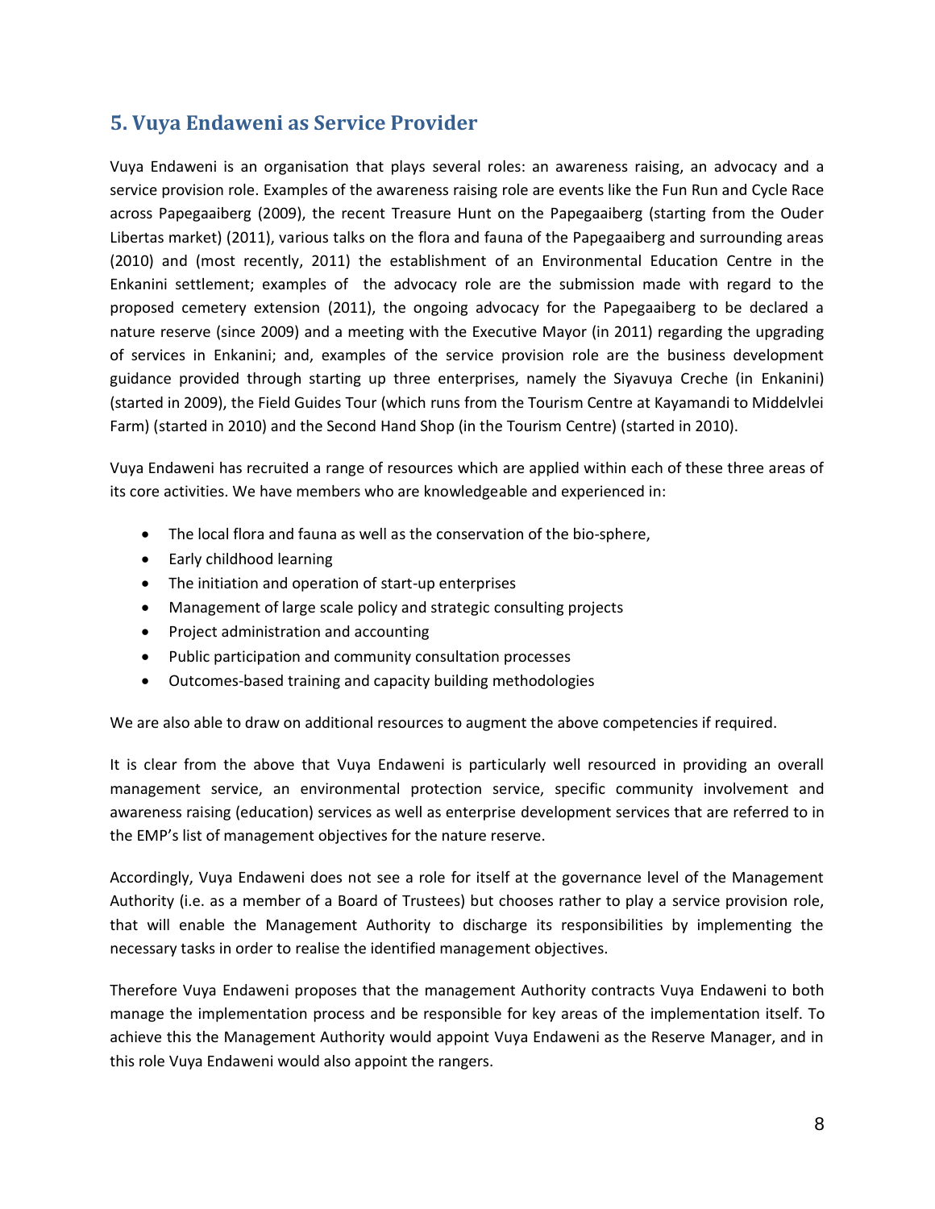## 5. Vuya Endaweni as Service Provider

Vuya Endaweni is an organisation that plays several roles: an awareness raising, an advocacy and a service provision role. Examples of the awareness raising role are events like the Fun Run and Cycle Race across Papegaaiberg (2009), the recent Treasure Hunt on the Papegaaiberg (starting from the Ouder Libertas market) (2011), various talks on the flora and fauna of the Papegaaiberg and surrounding areas (2010) and (most recently, 2011) the establishment of an Environmental Education Centre in the Enkanini settlement; examples of the advocacy role are the submission made with regard to the proposed cemetery extension (2011), the ongoing advocacy for the Papegaaiberg to be declared a nature reserve (since 2009) and a meeting with the Executive Mayor (in 2011) regarding the upgrading of services in Enkanini; and, examples of the service provision role are the business development guidance provided through starting up three enterprises, namely the Siyavuya Creche (in Enkanini) (started in 2009), the Field Guides Tour (which runs from the Tourism Centre at Kayamandi to Middelvlei Farm) (started in 2010) and the Second Hand Shop (in the Tourism Centre) (started in 2010).

Vuya Endaweni has recruited a range of resources which are applied within each of these three areas of its core activities. We have members who are knowledgeable and experienced in:

- The local flora and fauna as well as the conservation of the bio-sphere,
- Early childhood learning
- The initiation and operation of start-up enterprises
- Management of large scale policy and strategic consulting projects
- Project administration and accounting
- Public participation and community consultation processes
- Outcomes-based training and capacity building methodologies

We are also able to draw on additional resources to augment the above competencies if required.

It is clear from the above that Vuya Endaweni is particularly well resourced in providing an overall management service, an environmental protection service, specific community involvement and awareness raising (education) services as well as enterprise development services that are referred to in the EMP's list of management objectives for the nature reserve.

Accordingly, Vuya Endaweni does not see a role for itself at the governance level of the Management Authority (i.e. as a member of a Board of Trustees) but chooses rather to play a service provision role, that will enable the Management Authority to discharge its responsibilities by implementing the necessary tasks in order to realise the identified management objectives.

Therefore Vuya Endaweni proposes that the management Authority contracts Vuya Endaweni to both manage the implementation process and be responsible for key areas of the implementation itself. To achieve this the Management Authority would appoint Vuya Endaweni as the Reserve Manager, and in this role Vuya Endaweni would also appoint the rangers.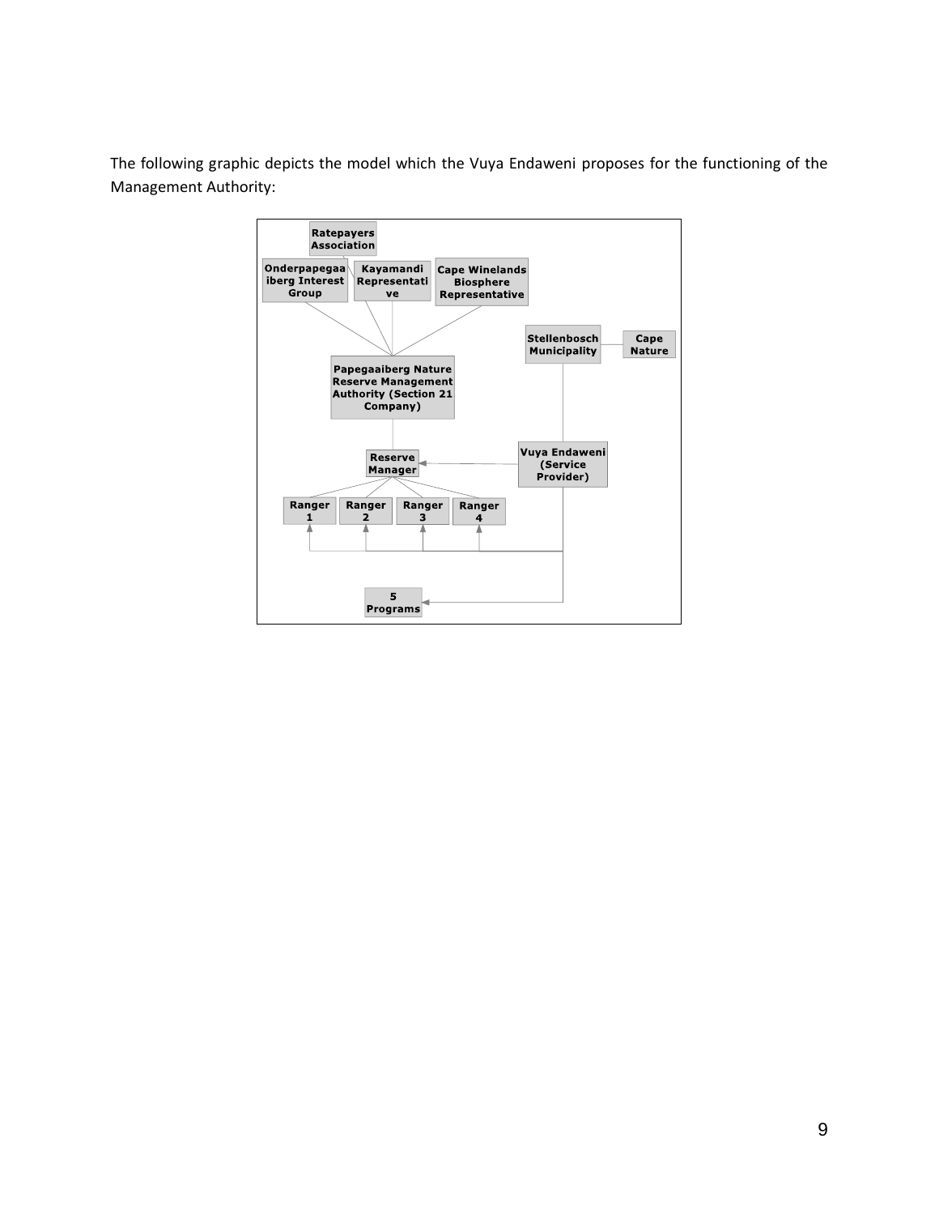The following graphic depicts the model which the Vuya Endaweni proposes for the functioning of the Management Authority:

Ratepayers Association

Onderpapegaaiberg Interest Group

Kayamandi Representative

Cape Winelands Biosphere Representative

Stellenbosch Municipality

Cape Nature

Papegaaiberg Nature Reserve Management Authority (Section 21 Company)

Reserve Manager

Vuya Endaweni (Service Provider)

Ranger 1

Ranger 2

Ranger 3

Ranger 4

5 Programs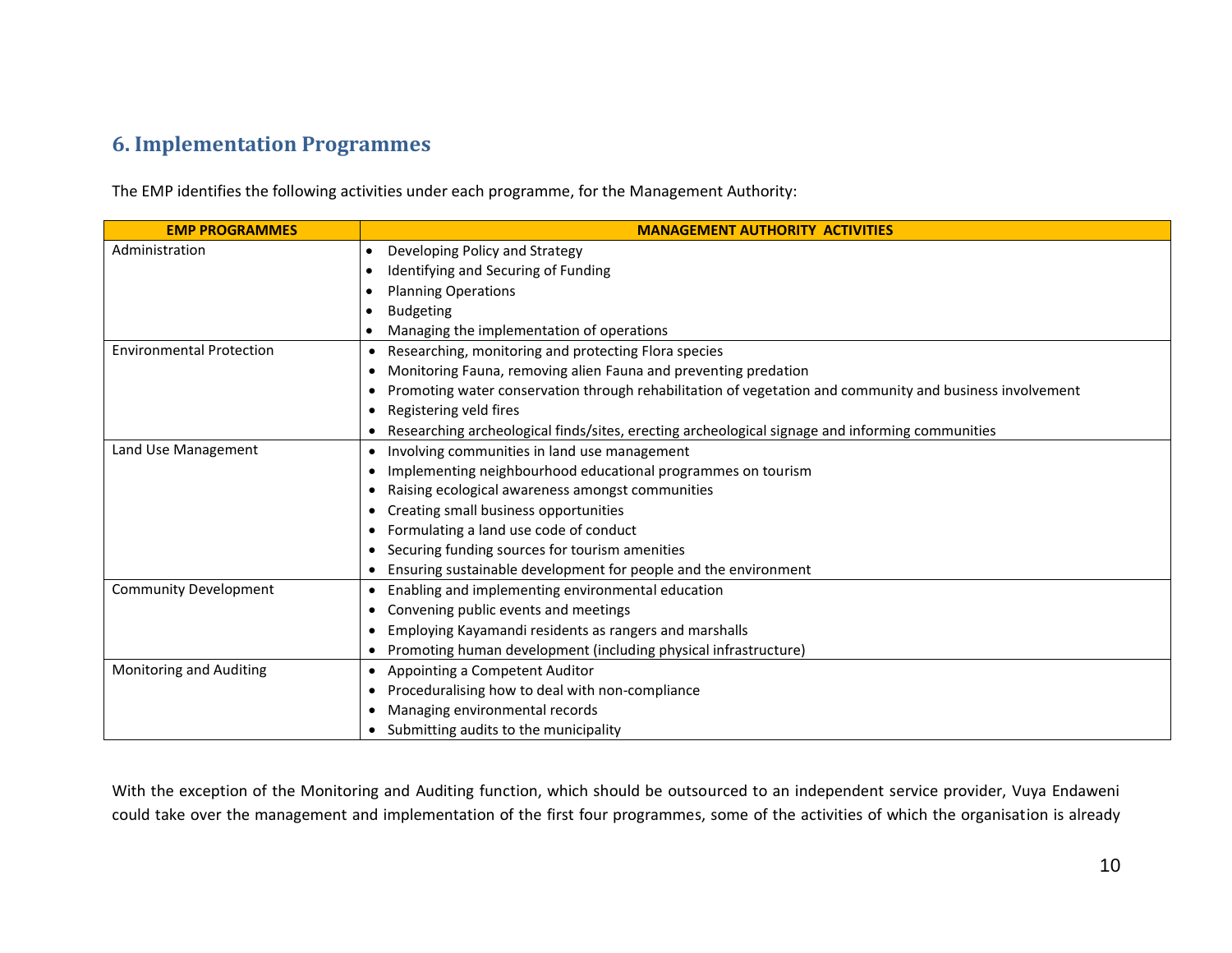## 6. Implementation Programmes

The EMP identifies the following activities under each programme, for the Management Authority:

| EMP PROGRAMMES | MANAGEMENT AUTHORITY ACTIVITIES |
|---|---|
| Administration | • Developing Policy and Strategy<br>• Identifying and Securing of Funding<br>• Planning Operations<br>• Budgeting<br>• Managing the implementation of operations |
| Environmental Protection | • Researching, monitoring and protecting Flora species<br>• Monitoring Fauna, removing alien Fauna and preventing predation<br>• Promoting water conservation through rehabilitation of vegetation and community and business involvement<br>• Registering veld fires<br>• Researching archeological finds/sites, erecting archeological signage and informing communities |
| Land Use Management | • Involving communities in land use management<br>• Implementing neighbourhood educational programmes on tourism<br>• Raising ecological awareness amongst communities<br>• Creating small business opportunities<br>• Formulating a land use code of conduct<br>• Securing funding sources for tourism amenities<br>• Ensuring sustainable development for people and the environment |
| Community Development | • Enabling and implementing environmental education<br>• Convening public events and meetings<br>• Employing Kayamandi residents as rangers and marshalls<br>• Promoting human development (including physical infrastructure) |
| Monitoring and Auditing | • Appointing a Competent Auditor<br>• Proceduralising how to deal with non-compliance<br>• Managing environmental records<br>• Submitting audits to the municipality |

With the exception of the Monitoring and Auditing function, which should be outsourced to an independent service provider, Vuya Endaweni could take over the management and implementation of the first four programmes, some of the activities of which the organisation is already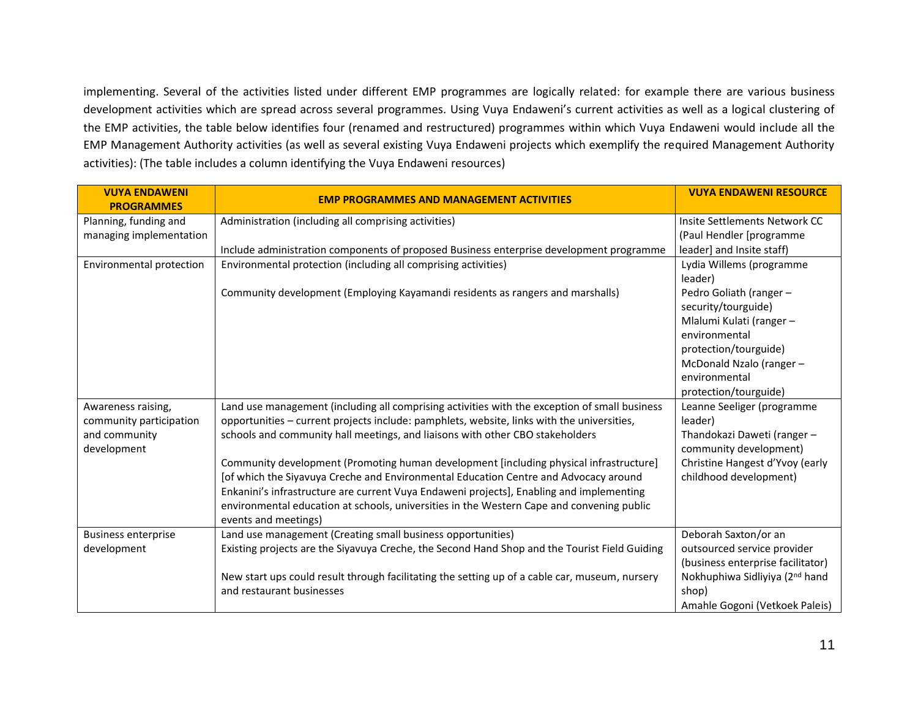implementing. Several of the activities listed under different EMP programmes are logically related: for example there are various business development activities which are spread across several programmes. Using Vuya Endaweni's current activities as well as a logical clustering of the EMP activities, the table below identifies four (renamed and restructured) programmes within which Vuya Endaweni would include all the EMP Management Authority activities (as well as several existing Vuya Endaweni projects which exemplify the required Management Authority activities): (The table includes a column identifying the Vuya Endaweni resources)

| VUYA ENDAWENI PROGRAMMES | EMP PROGRAMMES AND MANAGEMENT ACTIVITIES | VUYA ENDAWENI RESOURCE |
|---|---|---|
| Planning, funding and managing implementation | Administration (including all comprising activities)<br><br>Include administration components of proposed Business enterprise development programme | Insite Settlements Network CC (Paul Hendler [programme leader] and Insite staff) |
| Environmental protection | Environmental protection (including all comprising activities)<br><br>Community development (Employing Kayamandi residents as rangers and marshalls) | Lydia Willems (programme leader)<br>Pedro Goliath (ranger – security/tourguide)<br>Mlalumi Kulati (ranger – environmental protection/tourguide)<br>McDonald Nzalo (ranger – environmental protection/tourguide) |
| Awareness raising, community participation and community development | Land use management (including all comprising activities with the exception of small business opportunities – current projects include: pamphlets, website, links with the universities, schools and community hall meetings, and liaisons with other CBO stakeholders<br><br>Community development (Promoting human development [including physical infrastructure] [of which the Siyavuya Creche and Environmental Education Centre and Advocacy around Enkanini's infrastructure are current Vuya Endaweni projects], Enabling and implementing environmental education at schools, universities in the Western Cape and convening public events and meetings) | Leanne Seeliger (programme leader)<br>Thandokazi Daweti (ranger – community development)<br>Christine Hangest d'Yvoy (early childhood development) |
| Business enterprise development | Land use management (Creating small business opportunities)<br>Existing projects are the Siyavuya Creche, the Second Hand Shop and the Tourist Field Guiding<br><br>New start ups could result through facilitating the setting up of a cable car, museum, nursery and restaurant businesses | Deborah Saxton/or an outsourced service provider (business enterprise facilitator)<br>Nokhuphiwa Sidliyiya (2nd hand shop)<br>Amahle Gogoni (Vetkoek Paleis) |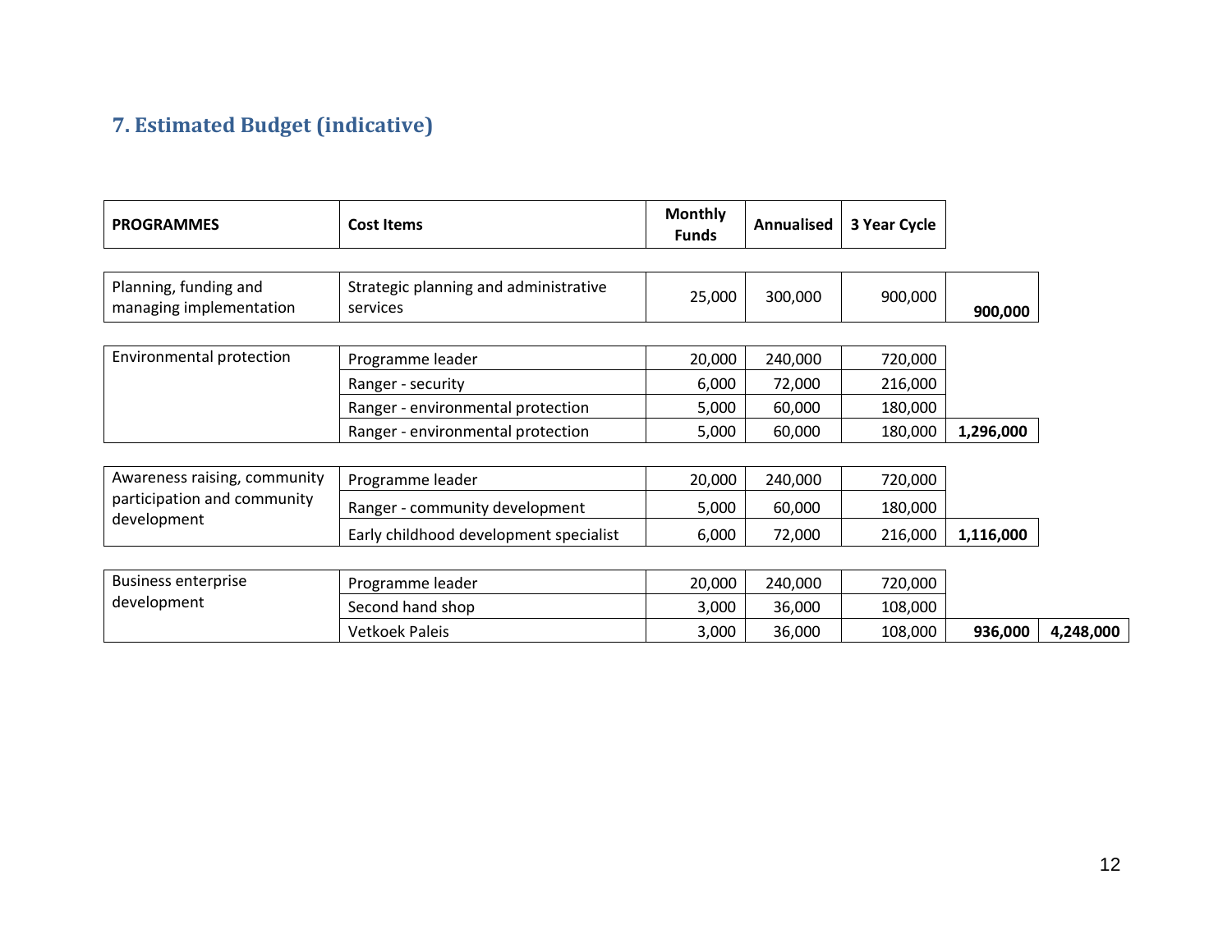## 7. Estimated Budget (indicative)

| PROGRAMMES | Cost Items | Monthly Funds | Annualised | 3 Year Cycle | | |
|---|---|---|---|---|---|---|
| Planning, funding and managing implementation | Strategic planning and administrative services | 25,000 | 300,000 | 900,000 | **900,000** | |
| Environmental protection | Programme leader | 20,000 | 240,000 | 720,000 | | |
| | Ranger - security | 6,000 | 72,000 | 216,000 | | |
| | Ranger - environmental protection | 5,000 | 60,000 | 180,000 | | |
| | Ranger - environmental protection | 5,000 | 60,000 | 180,000 | **1,296,000** | |
| Awareness raising, community participation and community development | Programme leader | 20,000 | 240,000 | 720,000 | | |
| | Ranger - community development | 5,000 | 60,000 | 180,000 | | |
| | Early childhood development specialist | 6,000 | 72,000 | 216,000 | **1,116,000** | |
| Business enterprise development | Programme leader | 20,000 | 240,000 | 720,000 | | |
| | Second hand shop | 3,000 | 36,000 | 108,000 | | |
| | Vetkoek Paleis | 3,000 | 36,000 | 108,000 | **936,000** | **4,248,000** |